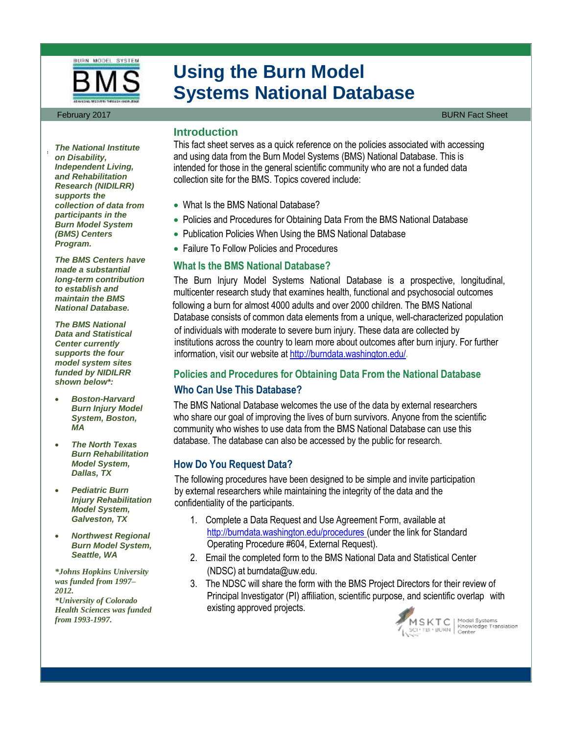# Using the Burn Model Systems National Database

February 2017 BURN Fact Sheet

*The National Institute on Disability, Independent Living, and Rehabilitation Research (NIDILRR) supports the collection of data from participants in the Burn Model System (BMS) Centers Program.*

*The BMS Centers have made a substantial long-term contribution to establish and maintain the BMS National Database.*

*The BMS National Data and Statistical Center currently supports the four model system sites funded by NIDILRR shown below\*:*

- *Boston-Harvard Burn Injury Model System, Boston, MA*
- *The North Texas Burn Rehabilitation Model System, Dallas, TX*
- *Pediatric Burn Injury Rehabilitation Model System, Galveston, TX*
- *Northwest Regional Burn Model System, Seattle, WA*

*\*Johns Hopkins University was funded from 1997–2012.*
*\*University of Colorado Health Sciences was funded from 1993-1997.*

## Introduction

This fact sheet serves as a quick reference on the policies associated with accessing and using data from the Burn Model Systems (BMS) National Database. This is intended for those in the general scientific community who are not a funded data collection site for the BMS. Topics covered include:

- What Is the BMS National Database?
- Policies and Procedures for Obtaining Data From the BMS National Database
- Publication Policies When Using the BMS National Database
- Failure To Follow Policies and Procedures

## What Is the BMS National Database?

The Burn Injury Model Systems National Database is a prospective, longitudinal, multicenter research study that examines health, functional and psychosocial outcomes following a burn for almost 4000 adults and over 2000 children. The BMS National Database consists of common data elements from a unique, well-characterized population of individuals with moderate to severe burn injury. These data are collected by institutions across the country to learn more about outcomes after burn injury. For further information, visit our website at http://burndata.washington.edu/.

## Policies and Procedures for Obtaining Data From the National Database

### Who Can Use This Database?

The BMS National Database welcomes the use of the data by external researchers who share our goal of improving the lives of burn survivors. Anyone from the scientific community who wishes to use data from the BMS National Database can use this database. The database can also be accessed by the public for research.

### How Do You Request Data?

The following procedures have been designed to be simple and invite participation by external researchers while maintaining the integrity of the data and the confidentiality of the participants.

1. Complete a Data Request and Use Agreement Form, available at http://burndata.washington.edu/procedures (under the link for Standard Operating Procedure #604, External Request).
2. Email the completed form to the BMS National Data and Statistical Center (NDSC) at burndata@uw.edu.
3. The NDSC will share the form with the BMS Project Directors for their review of Principal Investigator (PI) affiliation, scientific purpose, and scientific overlap with existing approved projects.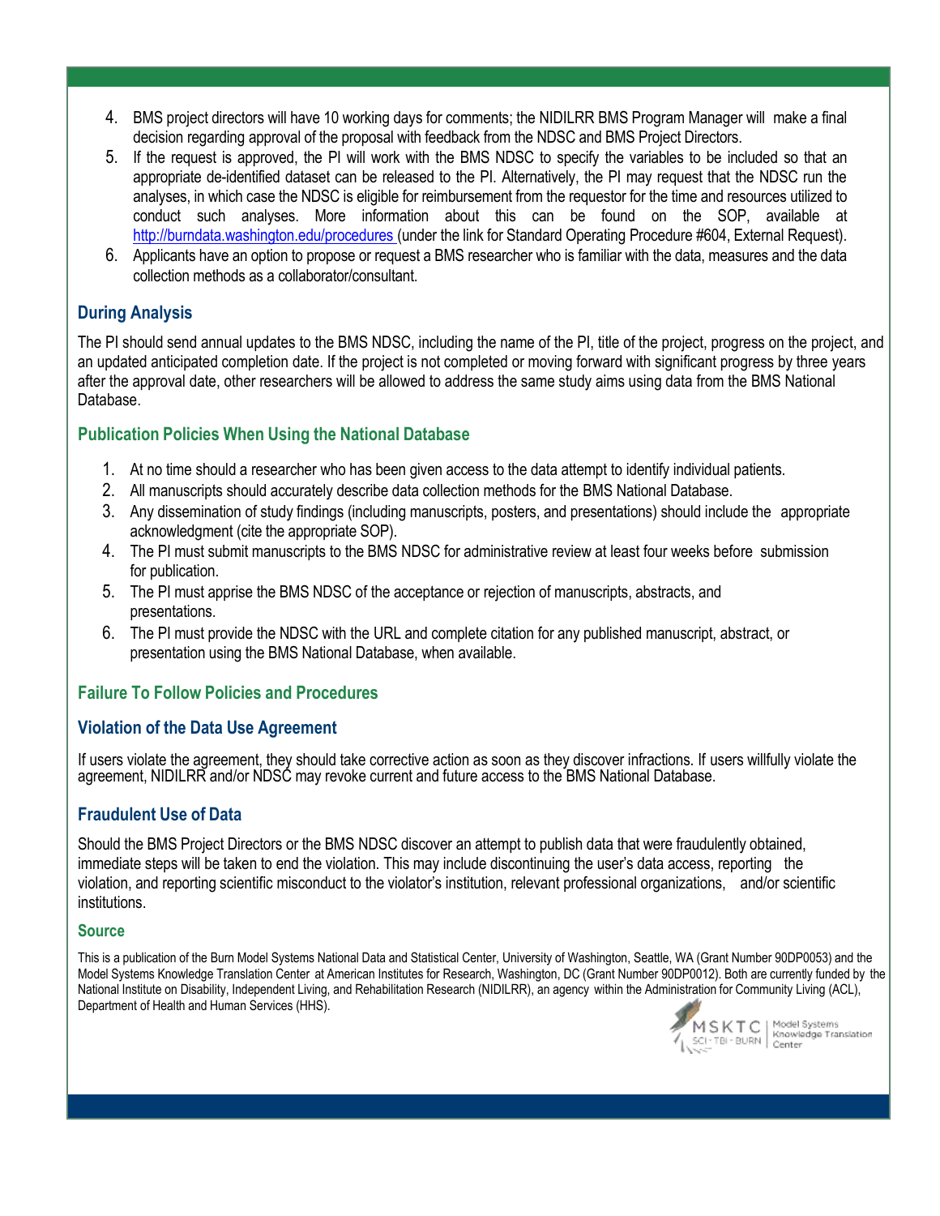4. BMS project directors will have 10 working days for comments; the NIDILRR BMS Program Manager will make a final decision regarding approval of the proposal with feedback from the NDSC and BMS Project Directors.
5. If the request is approved, the PI will work with the BMS NDSC to specify the variables to be included so that an appropriate de-identified dataset can be released to the PI. Alternatively, the PI may request that the NDSC run the analyses, in which case the NDSC is eligible for reimbursement from the requestor for the time and resources utilized to conduct such analyses. More information about this can be found on the SOP, available at http://burndata.washington.edu/procedures (under the link for Standard Operating Procedure #604, External Request).
6. Applicants have an option to propose or request a BMS researcher who is familiar with the data, measures and the data collection methods as a collaborator/consultant.

### During Analysis

The PI should send annual updates to the BMS NDSC, including the name of the PI, title of the project, progress on the project, and an updated anticipated completion date. If the project is not completed or moving forward with significant progress by three years after the approval date, other researchers will be allowed to address the same study aims using data from the BMS National Database.

## Publication Policies When Using the National Database

1. At no time should a researcher who has been given access to the data attempt to identify individual patients.
2. All manuscripts should accurately describe data collection methods for the BMS National Database.
3. Any dissemination of study findings (including manuscripts, posters, and presentations) should include the appropriate acknowledgment (cite the appropriate SOP).
4. The PI must submit manuscripts to the BMS NDSC for administrative review at least four weeks before submission for publication.
5. The PI must apprise the BMS NDSC of the acceptance or rejection of manuscripts, abstracts, and presentations.
6. The PI must provide the NDSC with the URL and complete citation for any published manuscript, abstract, or presentation using the BMS National Database, when available.

## Failure To Follow Policies and Procedures

### Violation of the Data Use Agreement

If users violate the agreement, they should take corrective action as soon as they discover infractions. If users willfully violate the agreement, NIDILRR and/or NDSC may revoke current and future access to the BMS National Database.

### Fraudulent Use of Data

Should the BMS Project Directors or the BMS NDSC discover an attempt to publish data that were fraudulently obtained, immediate steps will be taken to end the violation. This may include discontinuing the user's data access, reporting the violation, and reporting scientific misconduct to the violator's institution, relevant professional organizations, and/or scientific institutions.

## Source

This is a publication of the Burn Model Systems National Data and Statistical Center, University of Washington, Seattle, WA (Grant Number 90DP0053) and the Model Systems Knowledge Translation Center at American Institutes for Research, Washington, DC (Grant Number 90DP0012). Both are currently funded by the National Institute on Disability, Independent Living, and Rehabilitation Research (NIDILRR), an agency within the Administration for Community Living (ACL), Department of Health and Human Services (HHS).

MSKTC SCI · TBI · BURN | Model Systems Knowledge Translation Center